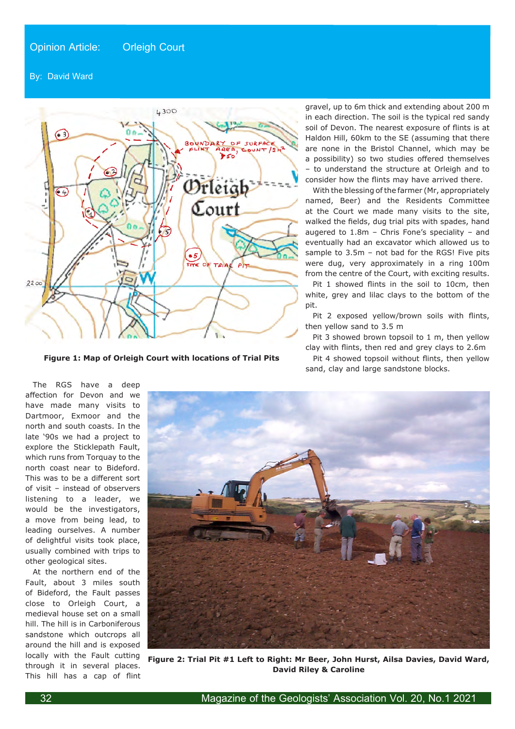# Opinion Article: Orleigh Court

By: David Ward

**Figure 1: Map of Orleigh Court with locations of Trial Pits**

The RGS have a deep affection for Devon and we have made many visits to Dartmoor, Exmoor and the north and south coasts. In the late '90s we had a project to explore the Sticklepath Fault, which runs from Torquay to the north coast near to Bideford. This was to be a different sort of visit – instead of observers listening to a leader, we would be the investigators, a move from being lead, to leading ourselves. A number of delightful visits took place, usually combined with trips to other geological sites.

At the northern end of the Fault, about 3 miles south of Bideford, the Fault passes close to Orleigh Court, a medieval house set on a small hill. The hill is in Carboniferous sandstone which outcrops all around the hill and is exposed locally with the Fault cutting through it in several places. This hill has a cap of flint gravel, up to 6m thick and extending about 200 m in each direction. The soil is the typical red sandy soil of Devon. The nearest exposure of flints is at Haldon Hill, 60km to the SE (assuming that there are none in the Bristol Channel, which may be a possibility) so two studies offered themselves – to understand the structure at Orleigh and to consider how the flints may have arrived there.

With the blessing of the farmer (Mr, appropriately named, Beer) and the Residents Committee at the Court we made many visits to the site, walked the fields, dug trial pits with spades, hand augered to 1.8m – Chris Fone's speciality – and eventually had an excavator which allowed us to sample to 3.5m – not bad for the RGS! Five pits were dug, very approximately in a ring 100m from the centre of the Court, with exciting results.

Pit 1 showed flints in the soil to 10cm, then white, grey and lilac clays to the bottom of the pit.

Pit 2 exposed yellow/brown soils with flints, then yellow sand to 3.5 m

Pit 3 showed brown topsoil to 1 m, then yellow clay with flints, then red and grey clays to 2.6m

Pit 4 showed topsoil without flints, then yellow sand, clay and large sandstone blocks.

**Figure 2: Trial Pit #1 Left to Right: Mr Beer, John Hurst, Ailsa Davies, David Ward, David Riley & Caroline**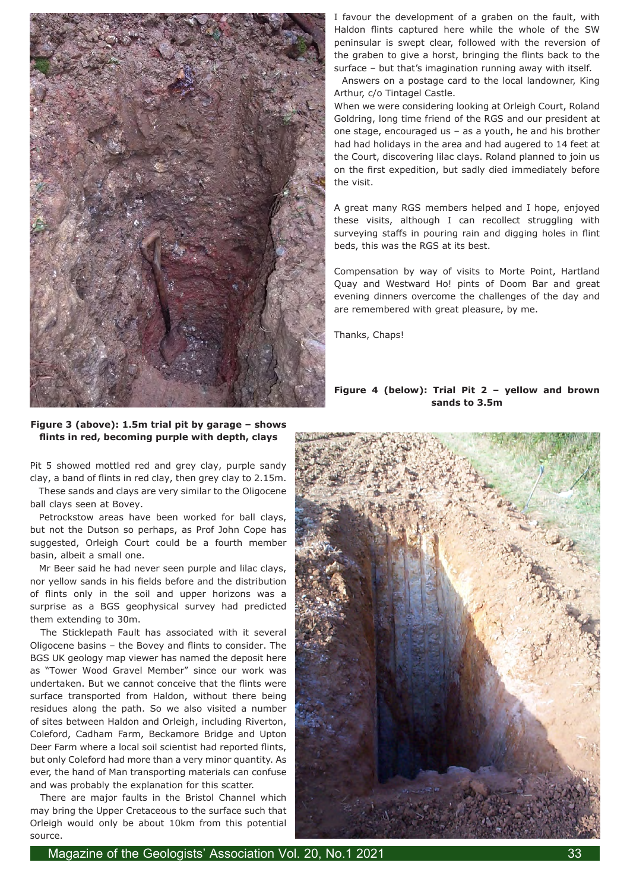Figure 3 (above): 1.5m trial pit by garage – shows flints in red, becoming purple with depth, clays

Pit 5 showed mottled red and grey clay, purple sandy clay, a band of flints in red clay, then grey clay to 2.15m.

These sands and clays are very similar to the Oligocene ball clays seen at Bovey.

Petrockstow areas have been worked for ball clays, but not the Dutson so perhaps, as Prof John Cope has suggested, Orleigh Court could be a fourth member basin, albeit a small one.

Mr Beer said he had never seen purple and lilac clays, nor yellow sands in his fields before and the distribution of flints only in the soil and upper horizons was a surprise as a BGS geophysical survey had predicted them extending to 30m.

The Sticklepath Fault has associated with it several Oligocene basins – the Bovey and flints to consider. The BGS UK geology map viewer has named the deposit here as "Tower Wood Gravel Member" since our work was undertaken. But we cannot conceive that the flints were surface transported from Haldon, without there being residues along the path. So we also visited a number of sites between Haldon and Orleigh, including Riverton, Coleford, Cadham Farm, Beckamore Bridge and Upton Deer Farm where a local soil scientist had reported flints, but only Coleford had more than a very minor quantity. As ever, the hand of Man transporting materials can confuse and was probably the explanation for this scatter.

There are major faults in the Bristol Channel which may bring the Upper Cretaceous to the surface such that Orleigh would only be about 10km from this potential source.

I favour the development of a graben on the fault, with Haldon flints captured here while the whole of the SW peninsular is swept clear, followed with the reversion of the graben to give a horst, bringing the flints back to the surface – but that's imagination running away with itself.

Answers on a postage card to the local landowner, King Arthur, c/o Tintagel Castle.

When we were considering looking at Orleigh Court, Roland Goldring, long time friend of the RGS and our president at one stage, encouraged us – as a youth, he and his brother had had holidays in the area and had augered to 14 feet at the Court, discovering lilac clays. Roland planned to join us on the first expedition, but sadly died immediately before the visit.

A great many RGS members helped and I hope, enjoyed these visits, although I can recollect struggling with surveying staffs in pouring rain and digging holes in flint beds, this was the RGS at its best.

Compensation by way of visits to Morte Point, Hartland Quay and Westward Ho! pints of Doom Bar and great evening dinners overcome the challenges of the day and are remembered with great pleasure, by me.

Thanks, Chaps!

Figure 4 (below): Trial Pit 2 – yellow and brown sands to 3.5m